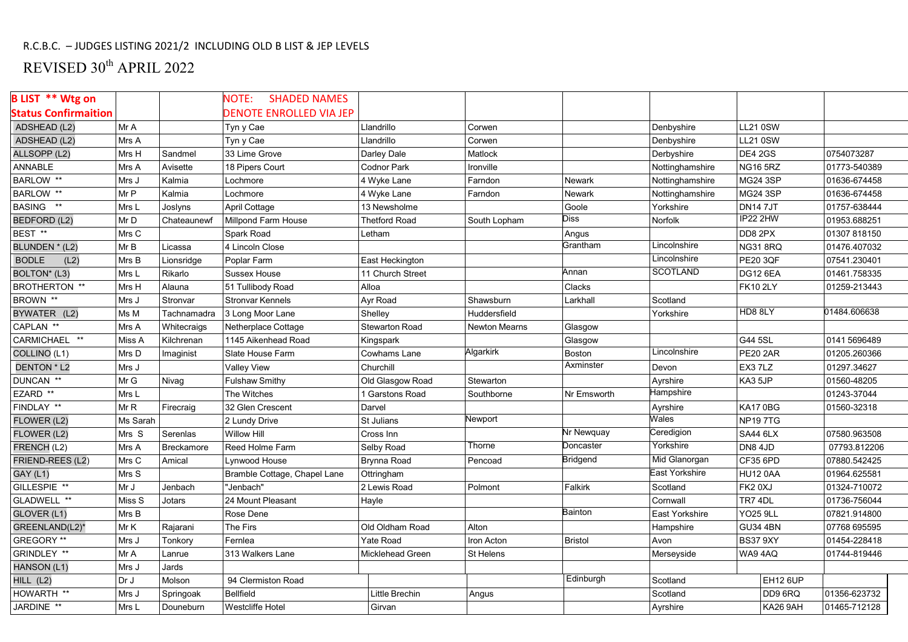R.C.B.C. – JUDGES LISTING 2021/2 INCLUDING OLD B LIST & JEP LEVELS

REVISED 30th APRIL 2022

| B LIST ** Wtg on Status Confirmaition | | | NOTE: SHADED NAMES DENOTE ENROLLED VIA JEP | | | | | | |
|---|---|---|---|---|---|---|---|---|---|
| ADSHEAD (L2) | Mr A | | Tyn y Cae | Llandrillo | Corwen | | Denbyshire | LL21 0SW | |
| ADSHEAD (L2) | Mrs A | | Tyn y Cae | Llandrillo | Corwen | | Denbyshire | LL21 0SW | |
| ALLSOPP (L2) | Mrs H | Sandmel | 33 Lime Grove | Darley Dale | Matlock | | Derbyshire | DE4 2GS | 0754073287 |
| ANNABLE | Mrs A | Avisette | 18 Pipers Court | Codnor Park | Ironville | | Nottinghamshire | NG16 5RZ | 01773-540389 |
| BARLOW ** | Mrs J | Kalmia | Lochmore | 4 Wyke Lane | Farndon | Newark | Nottinghamshire | MG24 3SP | 01636-674458 |
| BARLOW ** | Mr P | Kalmia | Lochmore | 4 Wyke Lane | Farndon | Newark | Nottinghamshire | MG24 3SP | 01636-674458 |
| BASING ** | Mrs L | Joslyns | April Cottage | 13 Newsholme | | Goole | Yorkshire | DN14 7JT | 01757-638444 |
| BEDFORD (L2) | Mr D | Chateaunewf | Millpond Farm House | Thetford Road | South Lopham | Diss | Norfolk | IP22 2HW | 01953.688251 |
| BEST ** | Mrs C | | Spark Road | Letham | | Angus | | DD8 2PX | 01307 818150 |
| BLUNDEN * (L2) | Mr B | Licassa | 4 Lincoln Close | | | Grantham | Lincolnshire | NG31 8RQ | 01476.407032 |
| BODLE (L2) | Mrs B | Lionsridge | Poplar Farm | East Heckington | | | Lincolnshire | PE20 3QF | 07541.230401 |
| BOLTON* (L3) | Mrs L | Rikarlo | Sussex House | 11 Church Street | | Annan | SCOTLAND | DG12 6EA | 01461.758335 |
| BROTHERTON ** | Mrs H | Alauna | 51 Tullibody Road | Alloa | | Clacks | | FK10 2LY | 01259-213443 |
| BROWN ** | Mrs J | Stronvar | Stronvar Kennels | Ayr Road | Shawsburn | Larkhall | Scotland | | |
| BYWATER (L2) | Ms M | Tachnamadra | 3 Long Moor Lane | Shelley | Huddersfield | | Yorkshire | HD8 8LY | 01484.606638 |
| CAPLAN ** | Mrs A | Whitecraigs | Netherplace Cottage | Stewarton Road | Newton Mearns | Glasgow | | | |
| CARMICHAEL ** | Miss A | Kilchrenan | 1145 Aikenhead Road | Kingspark | | Glasgow | | G44 5SL | 0141 5696489 |
| COLLINO (L1) | Mrs D | Imaginist | Slate House Farm | Cowhams Lane | Algarkirk | Boston | Lincolnshire | PE20 2AR | 01205.260366 |
| DENTON * L2 | Mrs J | | Valley View | Churchill | | Axminster | Devon | EX3 7LZ | 01297.34627 |
| DUNCAN ** | Mr G | Nivag | Fulshaw Smithy | Old Glasgow Road | Stewarton | | Ayrshire | KA3 5JP | 01560-48205 |
| EZARD ** | Mrs L | | The Witches | 1 Garstons Road | Southborne | Nr Emsworth | Hampshire | | 01243-37044 |
| FINDLAY ** | Mr R | Firecraig | 32 Glen Crescent | Darvel | | | Ayrshire | KA17 0BG | 01560-32318 |
| FLOWER (L2) | Ms Sarah | | 2 Lundy Drive | St Julians | Newport | | Wales | NP19 7TG | |
| FLOWER (L2) | Mrs S | Serenlas | Willow Hill | Cross Inn | | Nr Newquay | Ceredigion | SA44 6LX | 07580.963508 |
| FRENCH (L2) | Mrs A | Breckamore | Reed Holme Farm | Selby Road | Thorne | Doncaster | Yorkshire | DN8 4JD | 07793.812206 |
| FRIEND-REES (L2) | Mrs C | Amical | Lynwood House | Brynna Road | Pencoad | Bridgend | Mid Glanorgan | CF35 6PD | 07880.542425 |
| GAY (L1) | Mrs S | | Bramble Cottage, Chapel Lane | Ottringham | | | East Yorkshire | HU12 0AA | 01964.625581 |
| GILLESPIE ** | Mr J | Jenbach | "Jenbach" | 2 Lewis Road | Polmont | Falkirk | Scotland | FK2 0XJ | 01324-710072 |
| GLADWELL ** | Miss S | Jotars | 24 Mount Pleasant | Hayle | | | Cornwall | TR7 4DL | 01736-756044 |
| GLOVER (L1) | Mrs B | | Rose Dene | | | Bainton | East Yorkshire | YO25 9LL | 07821.914800 |
| GREENLAND(L2)* | Mr K | Rajarani | The Firs | Old Oldham Road | Alton | | Hampshire | GU34 4BN | 07768 695595 |
| GREGORY ** | Mrs J | Tonkory | Fernlea | Yate Road | Iron Acton | Bristol | Avon | BS37 9XY | 01454-228418 |
| GRINDLEY ** | Mr A | Lanrue | 313 Walkers Lane | Micklehead Green | St Helens | | Merseyside | WA9 4AQ | 01744-819446 |
| HANSON (L1) | Mrs J | Jards | | | | | | | |
| HILL (L2) | Dr J | Molson | 94 Clermiston Road | | | Edinburgh | Scotland | EH12 6UP | |
| HOWARTH ** | Mrs J | Springoak | Bellfield | Little Brechin | Angus | | Scotland | DD9 6RQ | 01356-623732 |
| JARDINE ** | Mrs L | Douneburn | Westcliffe Hotel | Girvan | | | Ayrshire | KA26 9AH | 01465-712128 |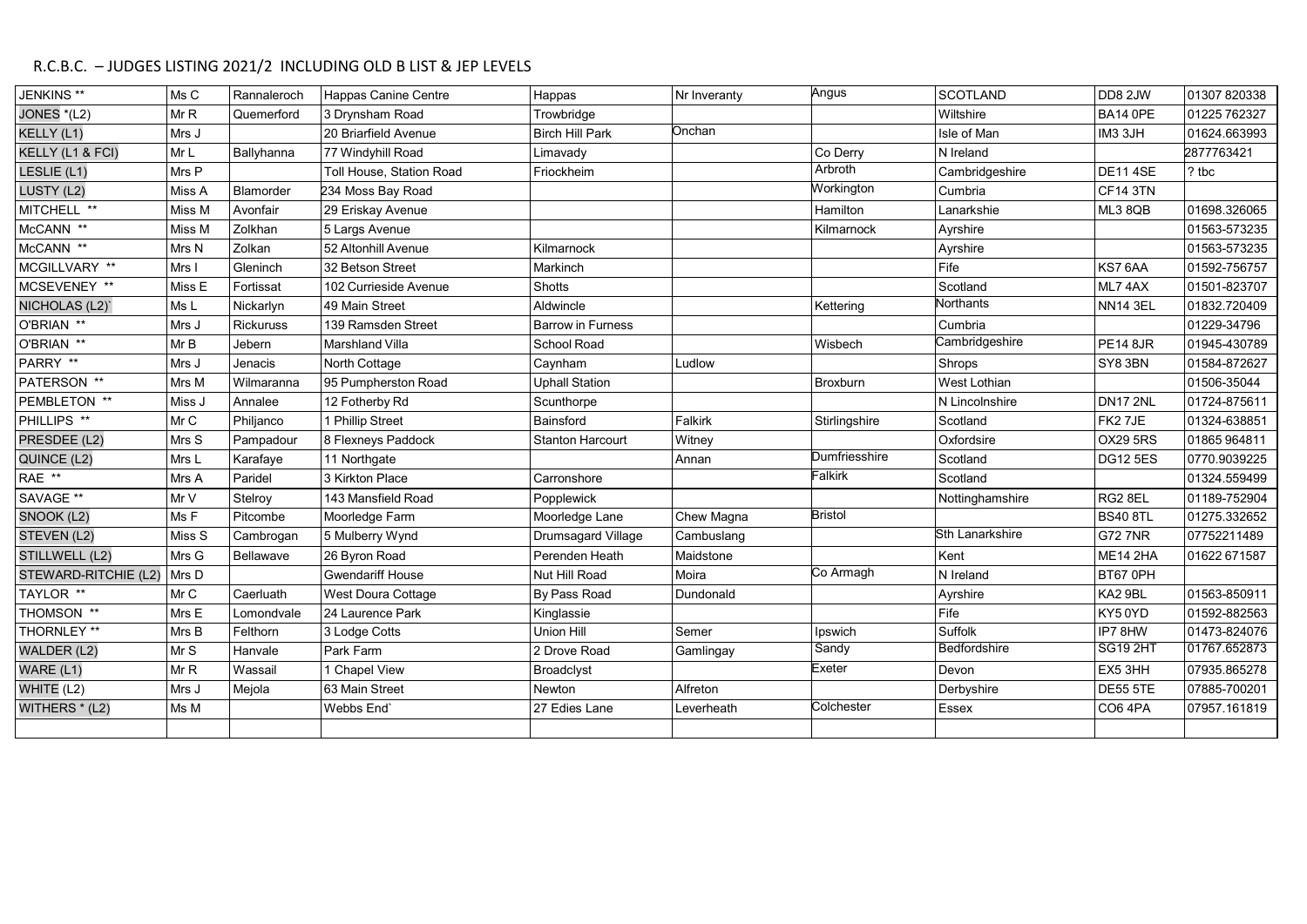R.C.B.C. – JUDGES LISTING 2021/2 INCLUDING OLD B LIST & JEP LEVELS

| | | | | | | | | | |
|---|---|---|---|---|---|---|---|---|---|
| JENKINS ** | Ms C | Rannaleroch | Happas Canine Centre | Happas | Nr Inveranty | Angus | SCOTLAND | DD8 2JW | 01307 820338 |
| JONES *(L2) | Mr R | Quemerford | 3 Drynsham Road | Trowbridge | | | Wiltshire | BA14 0PE | 01225 762327 |
| KELLY (L1) | Mrs J | | 20 Briarfield Avenue | Birch Hill Park | Onchan | | Isle of Man | IM3 3JH | 01624.663993 |
| KELLY (L1 & FCI) | Mr L | Ballyhanna | 77 Windyhill Road | Limavady | | Co Derry | N Ireland | | 2877763421 |
| LESLIE (L1) | Mrs P | | Toll House, Station Road | Friockheim | | Arbroth | Cambridgeshire | DE11 4SE | ? tbc |
| LUSTY (L2) | Miss A | Blamorder | 234 Moss Bay Road | | | Workington | Cumbria | CF14 3TN | |
| MITCHELL ** | Miss M | Avonfair | 29 Eriskay Avenue | | | Hamilton | Lanarkshie | ML3 8QB | 01698.326065 |
| McCANN ** | Miss M | Zolkhan | 5 Largs Avenue | | | Kilmarnock | Ayrshire | | 01563-573235 |
| McCANN ** | Mrs N | Zolkan | 52 Altonhill Avenue | Kilmarnock | | | Ayrshire | | 01563-573235 |
| MCGILLVARY ** | Mrs I | Gleninch | 32 Betson Street | Markinch | | | Fife | KS7 6AA | 01592-756757 |
| MCSEVENEY ** | Miss E | Fortissat | 102 Currieside Avenue | Shotts | | | Scotland | ML7 4AX | 01501-823707 |
| NICHOLAS (L2)` | Ms L | Nickarlyn | 49 Main Street | Aldwincle | | Kettering | Northants | NN14 3EL | 01832.720409 |
| O'BRIAN ** | Mrs J | Rickuruss | 139 Ramsden Street | Barrow in Furness | | | Cumbria | | 01229-34796 |
| O'BRIAN ** | Mr B | Jebern | Marshland Villa | School Road | | Wisbech | Cambridgeshire | PE14 8JR | 01945-430789 |
| PARRY ** | Mrs J | Jenacis | North Cottage | Caynham | Ludlow | | Shrops | SY8 3BN | 01584-872627 |
| PATERSON ** | Mrs M | Wilmaranna | 95 Pumpherston Road | Uphall Station | | Broxburn | West Lothian | | 01506-35044 |
| PEMBLETON ** | Miss J | Annalee | 12 Fotherby Rd | Scunthorpe | | | N Lincolnshire | DN17 2NL | 01724-875611 |
| PHILLIPS ** | Mr C | Philjanco | 1 Phillip Street | Bainsford | Falkirk | Stirlingshire | Scotland | FK2 7JE | 01324-638851 |
| PRESDEE (L2) | Mrs S | Pampadour | 8 Flexneys Paddock | Stanton Harcourt | Witney | | Oxfordsire | OX29 5RS | 01865 964811 |
| QUINCE (L2) | Mrs L | Karafaye | 11 Northgate | | Annan | Dumfriesshire | Scotland | DG12 5ES | 0770.9039225 |
| RAE ** | Mrs A | Paridel | 3 Kirkton Place | Carronshore | | Falkirk | Scotland | | 01324.559499 |
| SAVAGE ** | Mr V | Stelroy | 143 Mansfield Road | Popplewick | | | Nottinghamshire | RG2 8EL | 01189-752904 |
| SNOOK (L2) | Ms F | Pitcombe | Moorledge Farm | Moorledge Lane | Chew Magna | Bristol | | BS40 8TL | 01275.332652 |
| STEVEN (L2) | Miss S | Cambrogan | 5 Mulberry Wynd | Drumsagard Village | Cambuslang | | Sth Lanarkshire | G72 7NR | 07752211489 |
| STILLWELL (L2) | Mrs G | Bellawave | 26 Byron Road | Perenden Heath | Maidstone | | Kent | ME14 2HA | 01622 671587 |
| STEWARD-RITCHIE (L2) | Mrs D | | Gwendariff House | Nut Hill Road | Moira | Co Armagh | N Ireland | BT67 0PH | |
| TAYLOR ** | Mr C | Caerluath | West Doura Cottage | By Pass Road | Dundonald | | Ayrshire | KA2 9BL | 01563-850911 |
| THOMSON ** | Mrs E | Lomondvale | 24 Laurence Park | Kinglassie | | | Fife | KY5 0YD | 01592-882563 |
| THORNLEY ** | Mrs B | Felthorn | 3 Lodge Cotts | Union Hill | Semer | Ipswich | Suffolk | IP7 8HW | 01473-824076 |
| WALDER (L2) | Mr S | Hanvale | Park Farm | 2 Drove Road | Gamlingay | Sandy | Bedfordshire | SG19 2HT | 01767.652873 |
| WARE (L1) | Mr R | Wassail | 1 Chapel View | Broadclyst | | Exeter | Devon | EX5 3HH | 07935.865278 |
| WHITE (L2) | Mrs J | Mejola | 63 Main Street | Newton | Alfreton | | Derbyshire | DE55 5TE | 07885-700201 |
| WITHERS * (L2) | Ms M | | Webbs End` | 27 Edies Lane | Leverheath | Colchester | Essex | CO6 4PA | 07957.161819 |
| | | | | | | | | | |